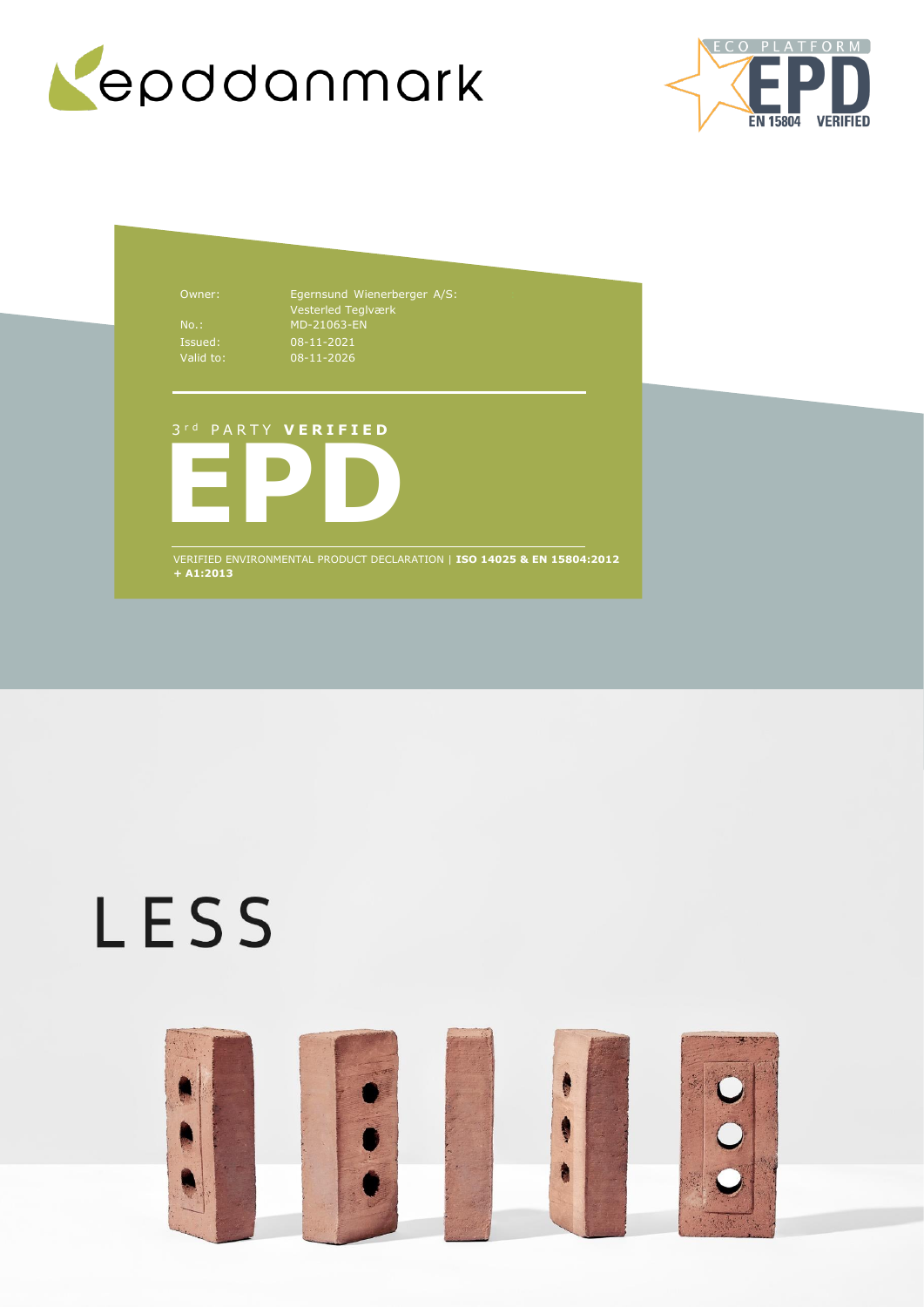epddanmark

ECO PLATFORM EPD EN 15804 VERIFIED

| | |
|---|---|
| Owner: | Egernsund Wienerberger A/S: Vesterled Teglværk |
| No.: | MD-21063-EN |
| Issued: | 08-11-2021 |
| Valid to: | 08-11-2026 |

3rd PARTY **VERIFIED**

# EPD

VERIFIED ENVIRONMENTAL PRODUCT DECLARATION | **ISO 14025 & EN 15804:2012 + A1:2013**

# LESS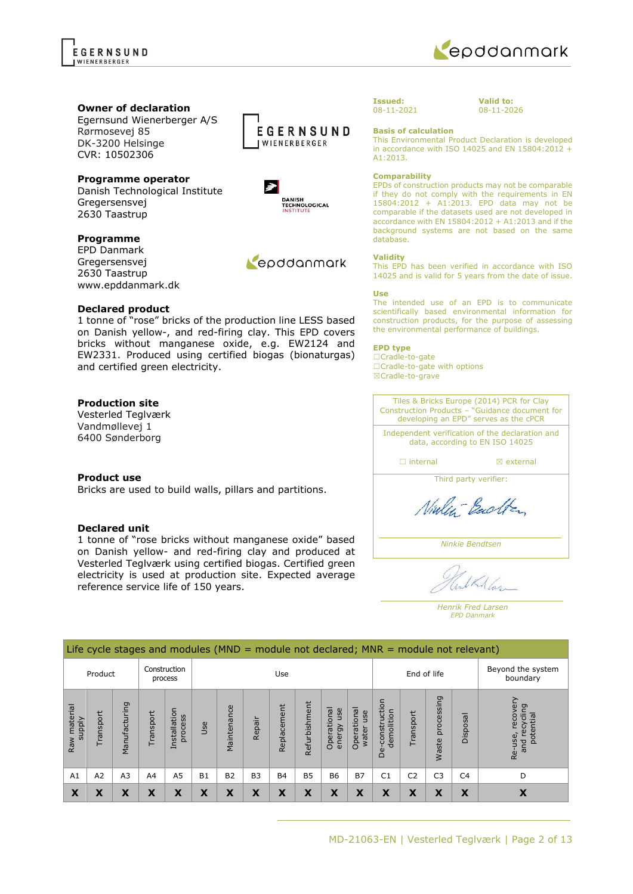**Owner of declaration**
Egernsund Wienerberger A/S
Rørmosevej 85
DK-3200 Helsinge
CVR: 10502306

**Programme operator**
Danish Technological Institute
Gregersensvej
2630 Taastrup

**Programme**
EPD Danmark
Gregersensvej
2630 Taastrup
www.epddanmark.dk

**Declared product**
1 tonne of "rose" bricks of the production line LESS based on Danish yellow-, and red-firing clay. This EPD covers bricks without manganese oxide, e.g. EW2124 and EW2331. Produced using certified biogas (bionaturgas) and certified green electricity.

**Production site**
Vesterled Teglværk
Vandmøllevej 1
6400 Sønderborg

**Product use**
Bricks are used to build walls, pillars and partitions.

**Declared unit**
1 tonne of "rose bricks without manganese oxide" based on Danish yellow- and red-firing clay and produced at Vesterled Teglværk using certified biogas. Certified green electricity is used at production site. Expected average reference service life of 150 years.

**Issued:**
08-11-2021

**Valid to:**
08-11-2026

**Basis of calculation**
This Environmental Product Declaration is developed in accordance with ISO 14025 and EN 15804:2012 + A1:2013.

**Comparability**
EPDs of construction products may not be comparable if they do not comply with the requirements in EN 15804:2012 + A1:2013. EPD data may not be comparable if the datasets used are not developed in accordance with EN 15804:2012 + A1:2013 and if the background systems are not based on the same database.

**Validity**
This EPD has been verified in accordance with ISO 14025 and is valid for 5 years from the date of issue.

**Use**
The intended use of an EPD is to communicate scientifically based environmental information for construction products, for the purpose of assessing the environmental performance of buildings.

**EPD type**
☐Cradle-to-gate
☐Cradle-to-gate with options
☒Cradle-to-grave

Tiles & Bricks Europe (2014) PCR for Clay Construction Products – "Guidance document for developing an EPD" serves as the cPCR

Independent verification of the declaration and data, according to EN ISO 14025

☐ internal ☒ external

Third party verifier:

*Ninkie Bendtsen*

*Henrik Fred Larsen*
*EPD Danmark*

| Life cycle stages and modules (MND = module not declared; MNR = module not relevant) | | | | | | | | | | | | | | | | |
|---|---|---|---|---|---|---|---|---|---|---|---|---|---|---|---|---|
| Product | | | Construction process | | Use | | | | | | | End of life | | | | Beyond the system boundary |
| Raw material supply | Transport | Manufacturing | Transport | Installation process | Use | Maintenance | Repair | Replacement | Refurbishment | Operational energy use | Operational water use | De-construction demolition | Transport | Waste processing | Disposal | Re-use, recovery and recycling potential |
| A1 | A2 | A3 | A4 | A5 | B1 | B2 | B3 | B4 | B5 | B6 | B7 | C1 | C2 | C3 | C4 | D |
| X | X | X | X | X | X | X | X | X | X | X | X | X | X | X | X | X |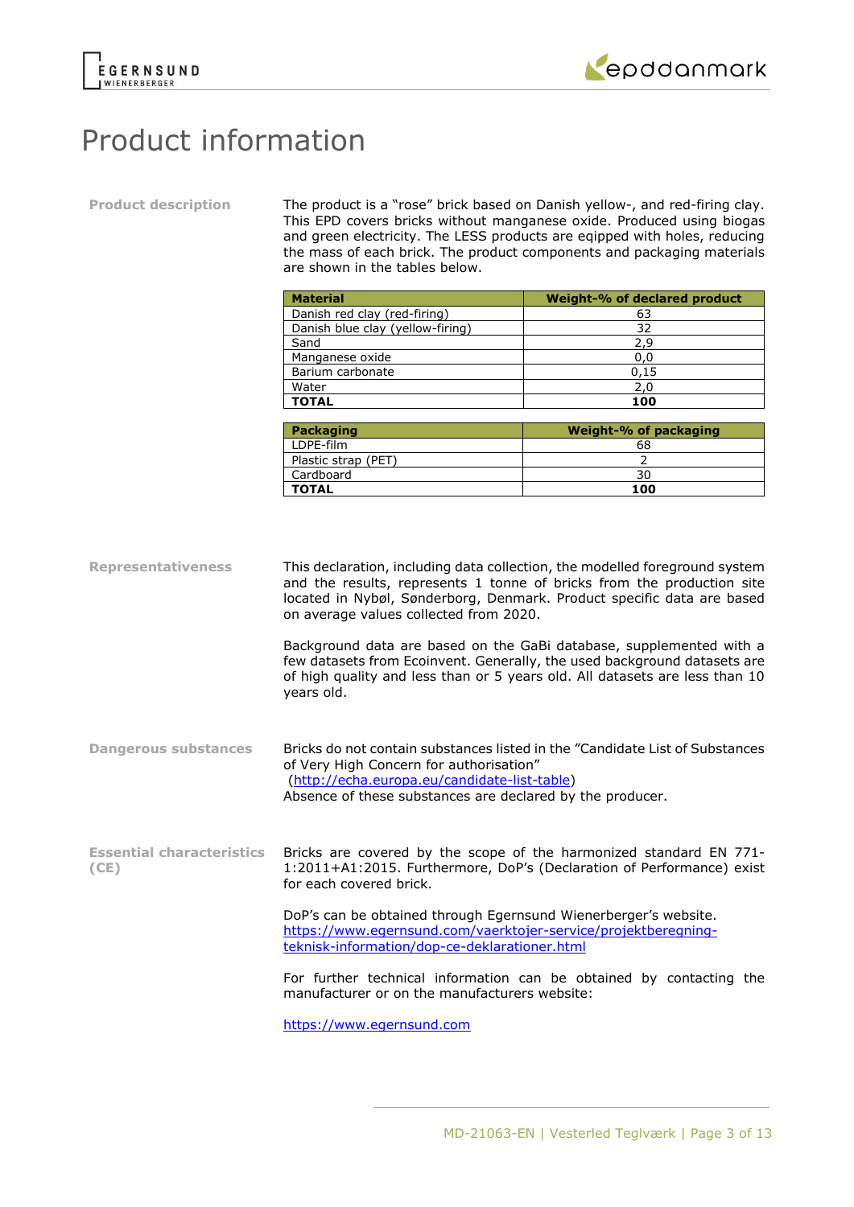# Product information

**Product description**

The product is a "rose" brick based on Danish yellow-, and red-firing clay. This EPD covers bricks without manganese oxide. Produced using biogas and green electricity. The LESS products are eqipped with holes, reducing the mass of each brick. The product components and packaging materials are shown in the tables below.

| Material | Weight-% of declared product |
|---|---|
| Danish red clay (red-firing) | 63 |
| Danish blue clay (yellow-firing) | 32 |
| Sand | 2,9 |
| Manganese oxide | 0,0 |
| Barium carbonate | 0,15 |
| Water | 2,0 |
| **TOTAL** | **100** |

| Packaging | Weight-% of packaging |
|---|---|
| LDPE-film | 68 |
| Plastic strap (PET) | 2 |
| Cardboard | 30 |
| **TOTAL** | **100** |

**Representativeness**

This declaration, including data collection, the modelled foreground system and the results, represents 1 tonne of bricks from the production site located in Nybøl, Sønderborg, Denmark. Product specific data are based on average values collected from 2020.

Background data are based on the GaBi database, supplemented with a few datasets from Ecoinvent. Generally, the used background datasets are of high quality and less than or 5 years old. All datasets are less than 10 years old.

**Dangerous substances**

Bricks do not contain substances listed in the "Candidate List of Substances of Very High Concern for authorisation" (http://echa.europa.eu/candidate-list-table)
Absence of these substances are declared by the producer.

**Essential characteristics (CE)**

Bricks are covered by the scope of the harmonized standard EN 771-1:2011+A1:2015. Furthermore, DoP's (Declaration of Performance) exist for each covered brick.

DoP's can be obtained through Egernsund Wienerberger's website. https://www.egernsund.com/vaerktojer-service/projektberegning-teknisk-information/dop-ce-deklarationer.html

For further technical information can be obtained by contacting the manufacturer or on the manufacturers website:

https://www.egernsund.com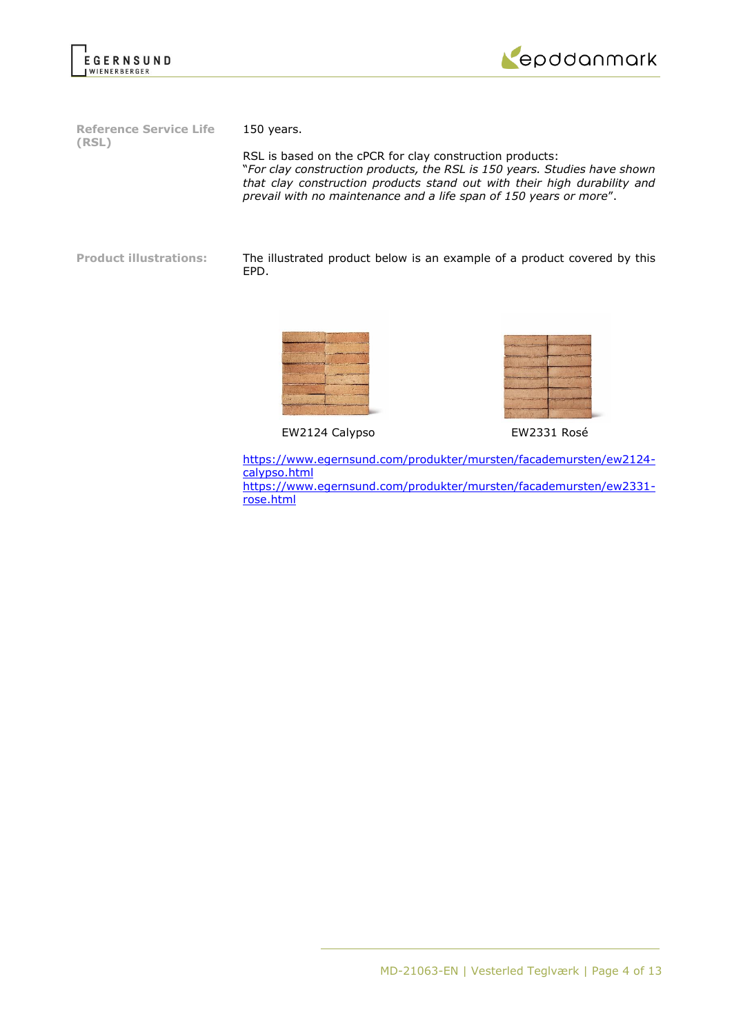**Reference Service Life (RSL)**

150 years.

RSL is based on the cPCR for clay construction products:
"*For clay construction products, the RSL is 150 years. Studies have shown that clay construction products stand out with their high durability and prevail with no maintenance and a life span of 150 years or more*".

**Product illustrations:**

The illustrated product below is an example of a product covered by this EPD.

EW2124 Calypso

EW2331 Rosé

https://www.egernsund.com/produkter/mursten/facademursten/ew2124-calypso.html
https://www.egernsund.com/produkter/mursten/facademursten/ew2331-rose.html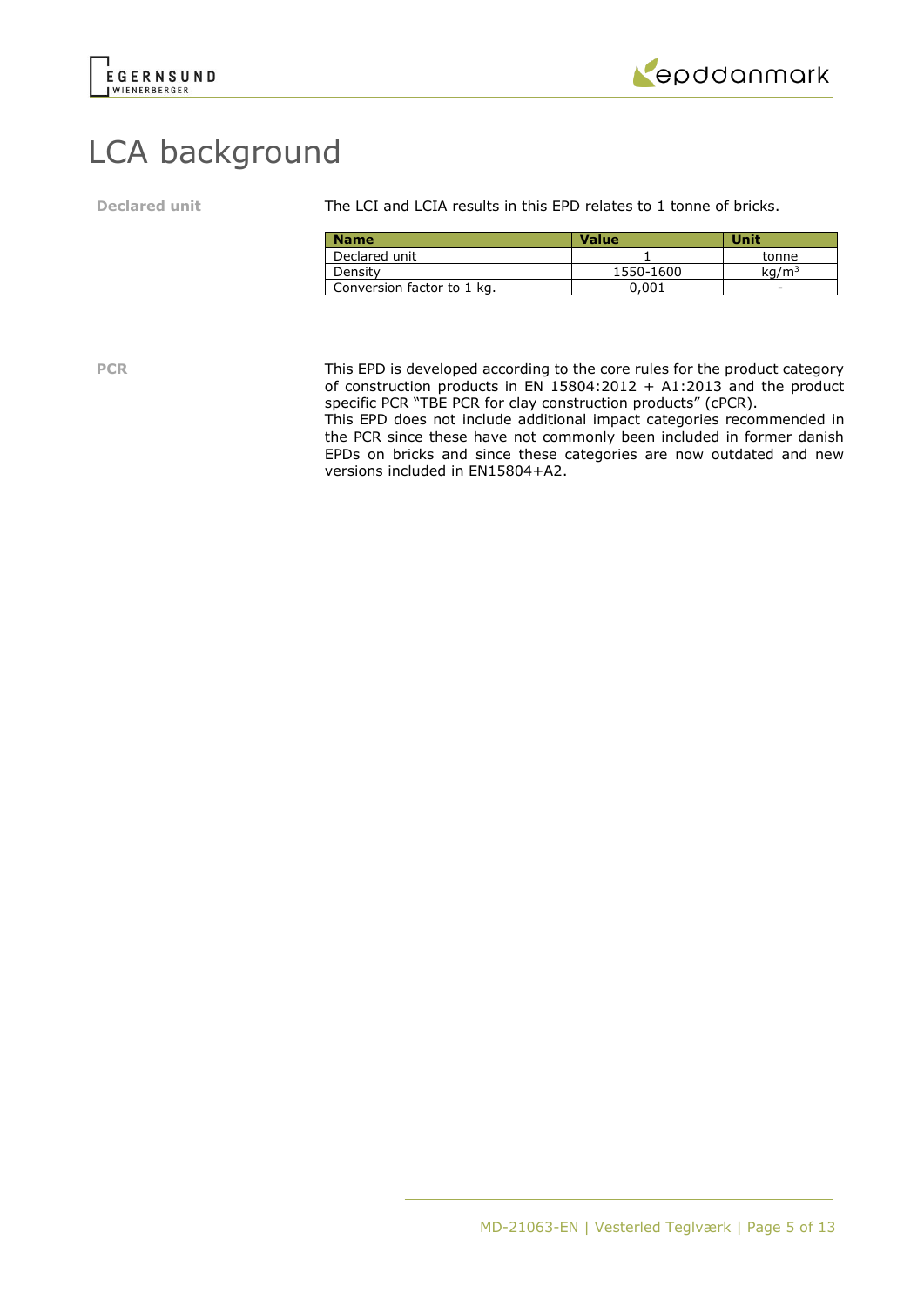# LCA background

**Declared unit**

The LCI and LCIA results in this EPD relates to 1 tonne of bricks.

| Name | Value | Unit |
| --- | --- | --- |
| Declared unit | 1 | tonne |
| Density | 1550-1600 | $kg/m^3$ |
| Conversion factor to 1 kg. | 0,001 | - |

**PCR**

This EPD is developed according to the core rules for the product category of construction products in EN 15804:2012 + A1:2013 and the product specific PCR "TBE PCR for clay construction products" (cPCR).
This EPD does not include additional impact categories recommended in the PCR since these have not commonly been included in former danish EPDs on bricks and since these categories are now outdated and new versions included in EN15804+A2.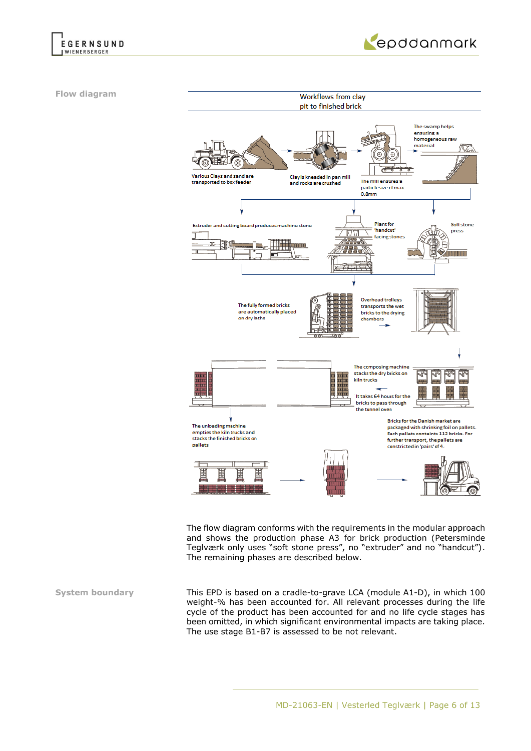## Flow diagram

**Workflows from clay pit to finished brick**

Various Clays and sand are transported to box feeder

Clay is kneaded in pan mill and rocks are crushed

The mill ensures a particlesize of max. 0.8mm

The swamp helps ensuring a homogeneous raw material

Extruder and cutting board produces machine stone

Plant for 'handcut' facing stones

Soft stone press

The fully formed bricks are automatically placed on dry laths

Overhead trolleys transports the wet bricks to the drying chambers

The composing machine stacks the dry bricks on kiln trucks

It takes 64 hours for the bricks to pass through the tunnel oven

The unloading machine empties the kiln trucks and stacks the finished bricks on pallets

Bricks for the Danish market are packaged with shrinking foil on pallets. Each pallets containts 112 bricks. For further transport, the pallets are constricted in 'pairs' of 4.

The flow diagram conforms with the requirements in the modular approach and shows the production phase A3 for brick production (Petersminde Teglværk only uses "soft stone press", no "extruder" and no "handcut"). The remaining phases are described below.

## System boundary

This EPD is based on a cradle-to-grave LCA (module A1-D), in which 100 weight-% has been accounted for. All relevant processes during the life cycle of the product has been accounted for and no life cycle stages has been omitted, in which significant environmental impacts are taking place. The use stage B1-B7 is assessed to be not relevant.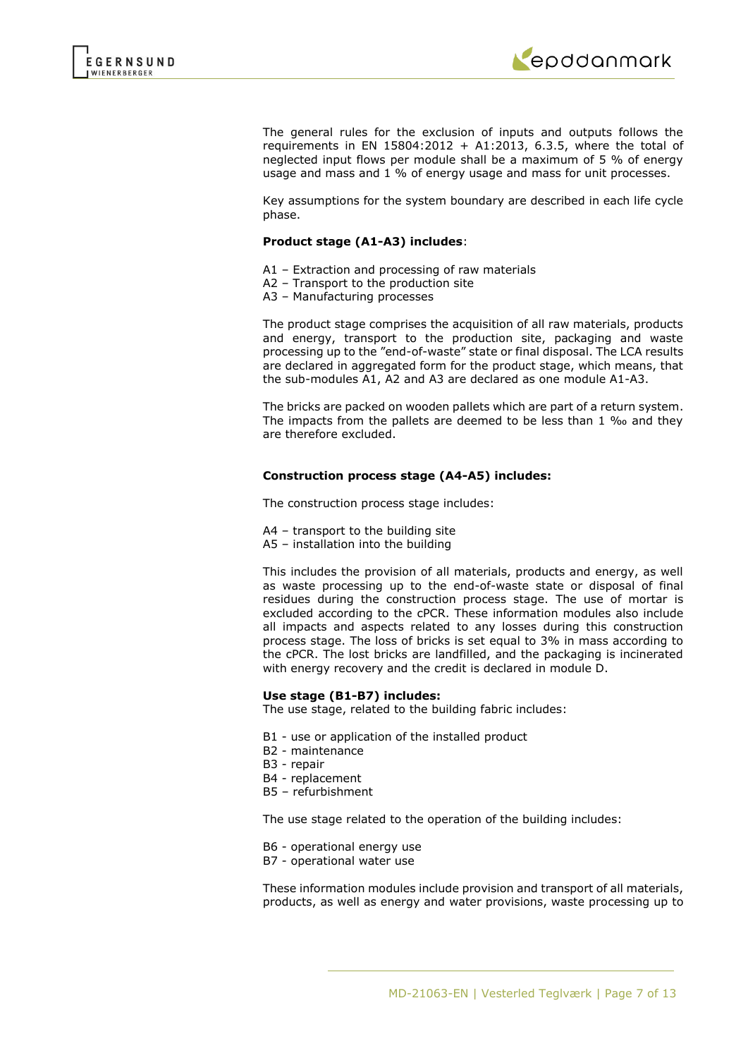The general rules for the exclusion of inputs and outputs follows the requirements in EN 15804:2012 + A1:2013, 6.3.5, where the total of neglected input flows per module shall be a maximum of 5 % of energy usage and mass and 1 % of energy usage and mass for unit processes.

Key assumptions for the system boundary are described in each life cycle phase.

**Product stage (A1-A3) includes**:

A1 – Extraction and processing of raw materials
A2 – Transport to the production site
A3 – Manufacturing processes

The product stage comprises the acquisition of all raw materials, products and energy, transport to the production site, packaging and waste processing up to the "end-of-waste" state or final disposal. The LCA results are declared in aggregated form for the product stage, which means, that the sub-modules A1, A2 and A3 are declared as one module A1-A3.

The bricks are packed on wooden pallets which are part of a return system. The impacts from the pallets are deemed to be less than 1 ‰ and they are therefore excluded.

**Construction process stage (A4-A5) includes:**

The construction process stage includes:

A4 – transport to the building site
A5 – installation into the building

This includes the provision of all materials, products and energy, as well as waste processing up to the end-of-waste state or disposal of final residues during the construction process stage. The use of mortar is excluded according to the cPCR. These information modules also include all impacts and aspects related to any losses during this construction process stage. The loss of bricks is set equal to 3% in mass according to the cPCR. The lost bricks are landfilled, and the packaging is incinerated with energy recovery and the credit is declared in module D.

**Use stage (B1-B7) includes:**
The use stage, related to the building fabric includes:

B1 - use or application of the installed product
B2 - maintenance
B3 - repair
B4 - replacement
B5 – refurbishment

The use stage related to the operation of the building includes:

B6 - operational energy use
B7 - operational water use

These information modules include provision and transport of all materials, products, as well as energy and water provisions, waste processing up to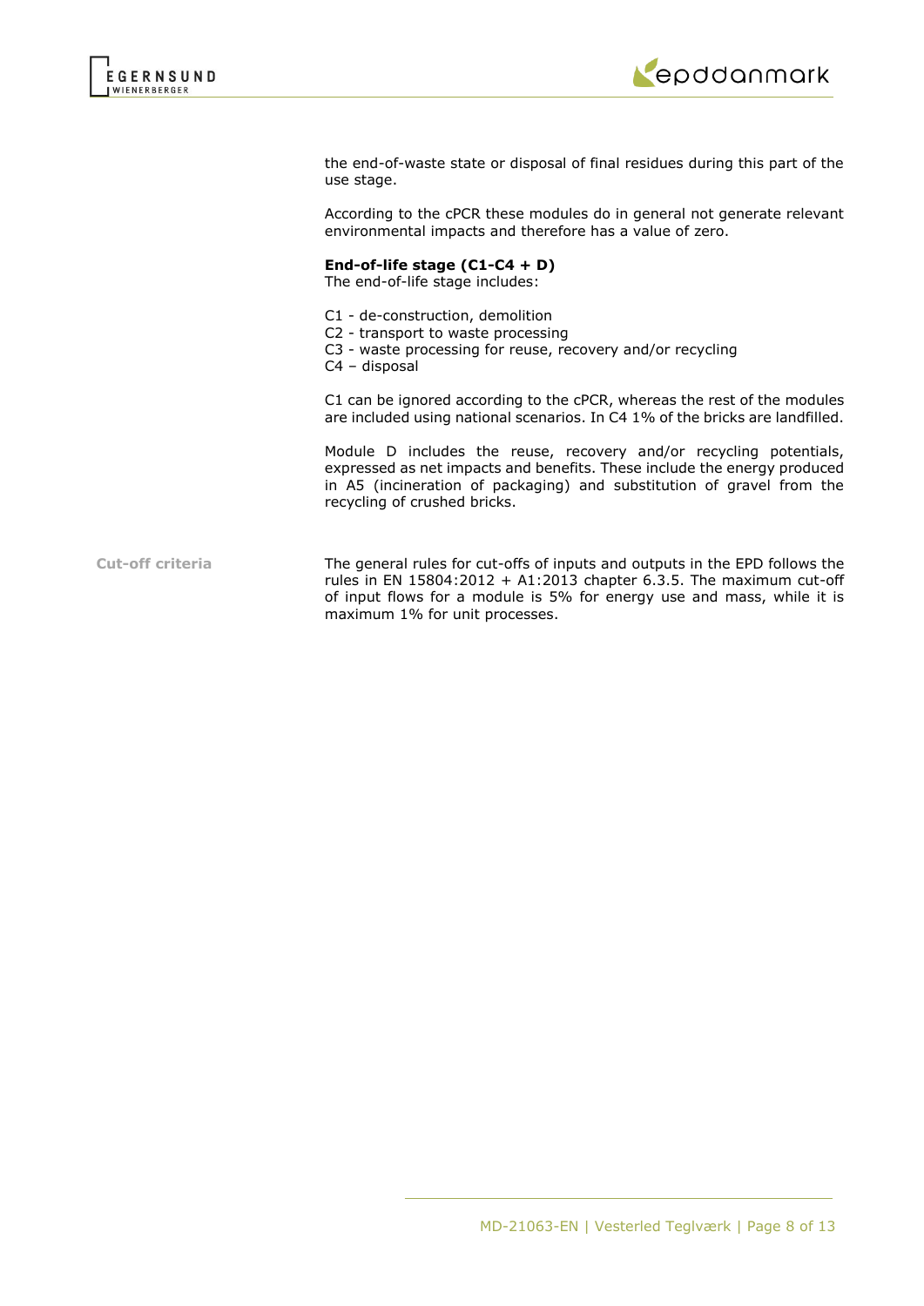the end-of-waste state or disposal of final residues during this part of the use stage.

According to the cPCR these modules do in general not generate relevant environmental impacts and therefore has a value of zero.

**End-of-life stage (C1-C4 + D)**
The end-of-life stage includes:

C1 - de-construction, demolition
C2 - transport to waste processing
C3 - waste processing for reuse, recovery and/or recycling
C4 – disposal

C1 can be ignored according to the cPCR, whereas the rest of the modules are included using national scenarios. In C4 1% of the bricks are landfilled.

Module D includes the reuse, recovery and/or recycling potentials, expressed as net impacts and benefits. These include the energy produced in A5 (incineration of packaging) and substitution of gravel from the recycling of crushed bricks.

**Cut-off criteria**

The general rules for cut-offs of inputs and outputs in the EPD follows the rules in EN 15804:2012 + A1:2013 chapter 6.3.5. The maximum cut-off of input flows for a module is 5% for energy use and mass, while it is maximum 1% for unit processes.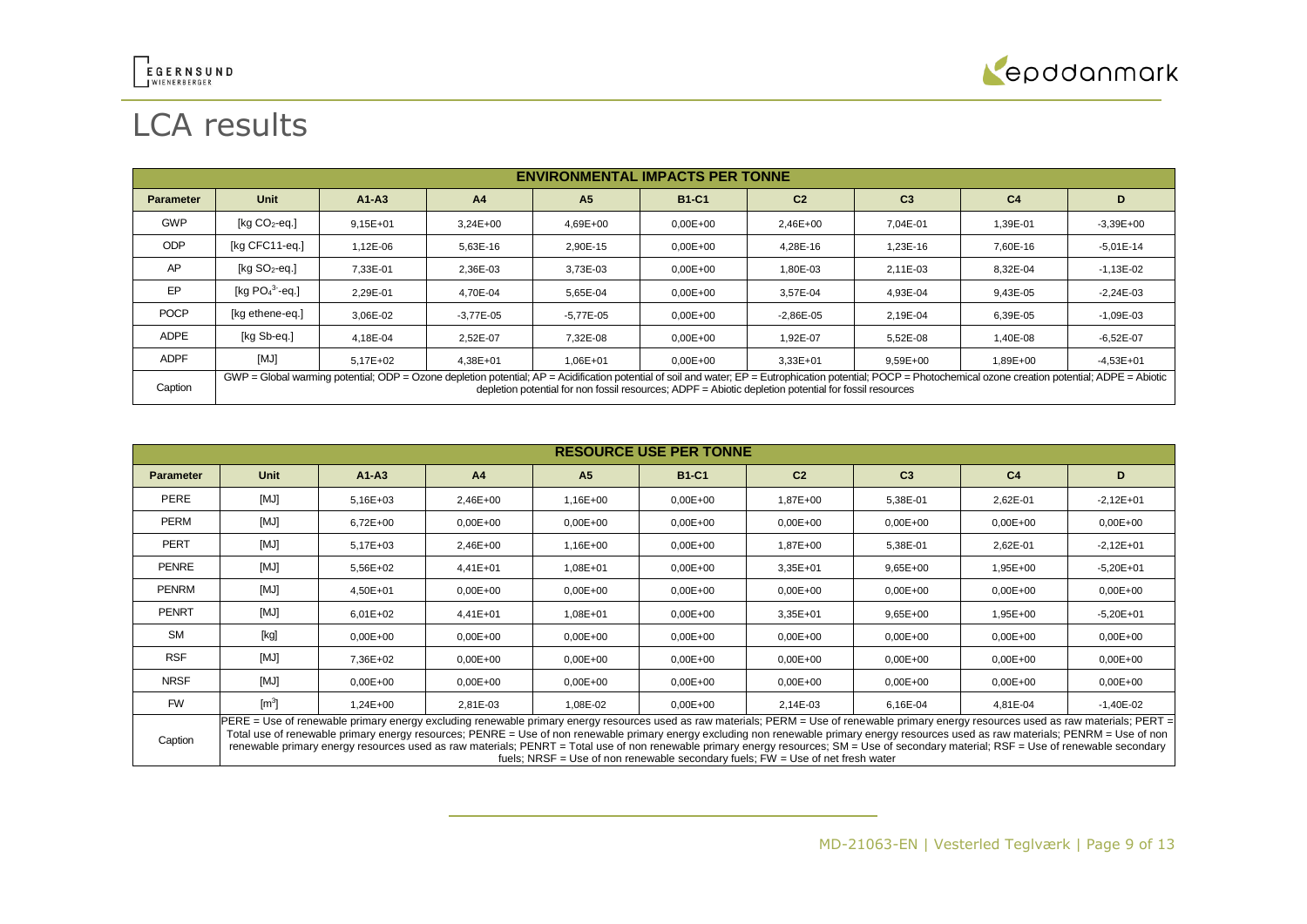# LCA results

| ENVIRONMENTAL IMPACTS PER TONNE | | | | | | | | | |
|---|---|---|---|---|---|---|---|---|---|
| **Parameter** | **Unit** | **A1-A3** | **A4** | **A5** | **B1-C1** | **C2** | **C3** | **C4** | **D** |
| GWP | [kg $CO_2$-eq.] | 9,15E+01 | 3,24E+00 | 4,69E+00 | 0,00E+00 | 2,46E+00 | 7,04E-01 | 1,39E-01 | -3,39E+00 |
| ODP | [kg CFC11-eq.] | 1,12E-06 | 5,63E-16 | 2,90E-15 | 0,00E+00 | 4,28E-16 | 1,23E-16 | 7,60E-16 | -5,01E-14 |
| AP | [kg $SO_2$-eq.] | 7,33E-01 | 2,36E-03 | 3,73E-03 | 0,00E+00 | 1,80E-03 | 2,11E-03 | 8,32E-04 | -1,13E-02 |
| EP | [kg $PO_4^{3-}$-eq.] | 2,29E-01 | 4,70E-04 | 5,65E-04 | 0,00E+00 | 3,57E-04 | 4,93E-04 | 9,43E-05 | -2,24E-03 |
| POCP | [kg ethene-eq.] | 3,06E-02 | -3,77E-05 | -5,77E-05 | 0,00E+00 | -2,86E-05 | 2,19E-04 | 6,39E-05 | -1,09E-03 |
| ADPE | [kg Sb-eq.] | 4,18E-04 | 2,52E-07 | 7,32E-08 | 0,00E+00 | 1,92E-07 | 5,52E-08 | 1,40E-08 | -6,52E-07 |
| ADPF | [MJ] | 5,17E+02 | 4,38E+01 | 1,06E+01 | 0,00E+00 | 3,33E+01 | 9,59E+00 | 1,89E+00 | -4,53E+01 |
| Caption | GWP = Global warming potential; ODP = Ozone depletion potential; AP = Acidification potential of soil and water; EP = Eutrophication potential; POCP = Photochemical ozone creation potential; ADPE = Abiotic depletion potential for non fossil resources; ADPF = Abiotic depletion potential for fossil resources | | | | | | | | |

| RESOURCE USE PER TONNE | | | | | | | | | |
|---|---|---|---|---|---|---|---|---|---|
| **Parameter** | **Unit** | **A1-A3** | **A4** | **A5** | **B1-C1** | **C2** | **C3** | **C4** | **D** |
| PERE | [MJ] | 5,16E+03 | 2,46E+00 | 1,16E+00 | 0,00E+00 | 1,87E+00 | 5,38E-01 | 2,62E-01 | -2,12E+01 |
| PERM | [MJ] | 6,72E+00 | 0,00E+00 | 0,00E+00 | 0,00E+00 | 0,00E+00 | 0,00E+00 | 0,00E+00 | 0,00E+00 |
| PERT | [MJ] | 5,17E+03 | 2,46E+00 | 1,16E+00 | 0,00E+00 | 1,87E+00 | 5,38E-01 | 2,62E-01 | -2,12E+01 |
| PENRE | [MJ] | 5,56E+02 | 4,41E+01 | 1,08E+01 | 0,00E+00 | 3,35E+01 | 9,65E+00 | 1,95E+00 | -5,20E+01 |
| PENRM | [MJ] | 4,50E+01 | 0,00E+00 | 0,00E+00 | 0,00E+00 | 0,00E+00 | 0,00E+00 | 0,00E+00 | 0,00E+00 |
| PENRT | [MJ] | 6,01E+02 | 4,41E+01 | 1,08E+01 | 0,00E+00 | 3,35E+01 | 9,65E+00 | 1,95E+00 | -5,20E+01 |
| SM | [kg] | 0,00E+00 | 0,00E+00 | 0,00E+00 | 0,00E+00 | 0,00E+00 | 0,00E+00 | 0,00E+00 | 0,00E+00 |
| RSF | [MJ] | 7,36E+02 | 0,00E+00 | 0,00E+00 | 0,00E+00 | 0,00E+00 | 0,00E+00 | 0,00E+00 | 0,00E+00 |
| NRSF | [MJ] | 0,00E+00 | 0,00E+00 | 0,00E+00 | 0,00E+00 | 0,00E+00 | 0,00E+00 | 0,00E+00 | 0,00E+00 |
| FW | [$m^3$] | 1,24E+00 | 2,81E-03 | 1,08E-02 | 0,00E+00 | 2,14E-03 | 6,16E-04 | 4,81E-04 | -1,40E-02 |
| Caption | PERE = Use of renewable primary energy excluding renewable primary energy resources used as raw materials; PERM = Use of renewable primary energy resources used as raw materials; PERT = Total use of renewable primary energy resources; PENRE = Use of non renewable primary energy excluding non renewable primary energy resources used as raw materials; PENRM = Use of non renewable primary energy resources used as raw materials; PENRT = Total use of non renewable primary energy resources; SM = Use of secondary material; RSF = Use of renewable secondary fuels; NRSF = Use of non renewable secondary fuels; FW = Use of net fresh water | | | | | | | | |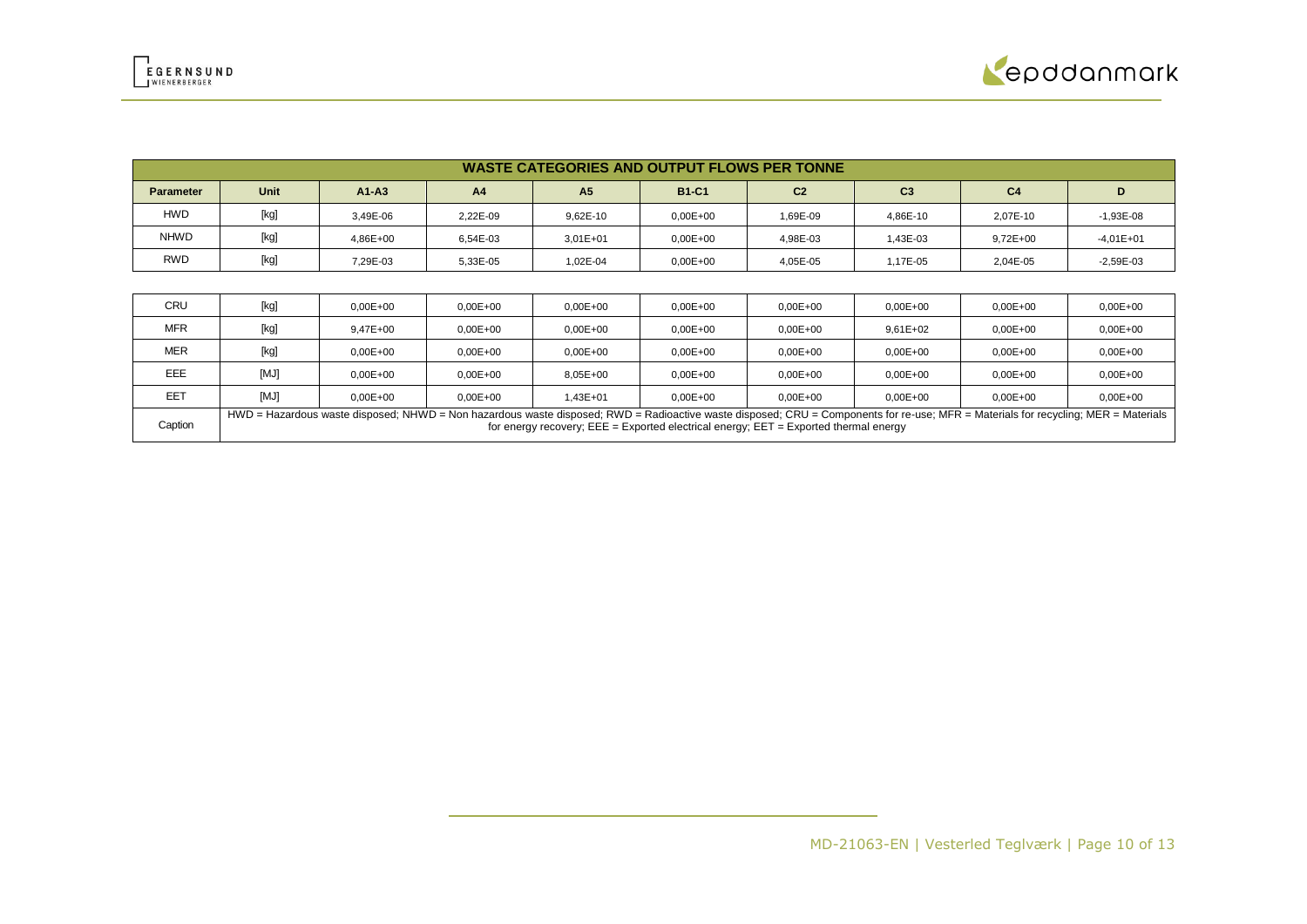| WASTE CATEGORIES AND OUTPUT FLOWS PER TONNE | | | | | | | | | |
|---|---|---|---|---|---|---|---|---|---|
| **Parameter** | **Unit** | **A1-A3** | **A4** | **A5** | **B1-C1** | **C2** | **C3** | **C4** | **D** |
| HWD | [kg] | 3,49E-06 | 2,22E-09 | 9,62E-10 | 0,00E+00 | 1,69E-09 | 4,86E-10 | 2,07E-10 | -1,93E-08 |
| NHWD | [kg] | 4,86E+00 | 6,54E-03 | 3,01E+01 | 0,00E+00 | 4,98E-03 | 1,43E-03 | 9,72E+00 | -4,01E+01 |
| RWD | [kg] | 7,29E-03 | 5,33E-05 | 1,02E-04 | 0,00E+00 | 4,05E-05 | 1,17E-05 | 2,04E-05 | -2,59E-03 |
| CRU | [kg] | 0,00E+00 | 0,00E+00 | 0,00E+00 | 0,00E+00 | 0,00E+00 | 0,00E+00 | 0,00E+00 | 0,00E+00 |
| MFR | [kg] | 9,47E+00 | 0,00E+00 | 0,00E+00 | 0,00E+00 | 0,00E+00 | 9,61E+02 | 0,00E+00 | 0,00E+00 |
| MER | [kg] | 0,00E+00 | 0,00E+00 | 0,00E+00 | 0,00E+00 | 0,00E+00 | 0,00E+00 | 0,00E+00 | 0,00E+00 |
| EEE | [MJ] | 0,00E+00 | 0,00E+00 | 8,05E+00 | 0,00E+00 | 0,00E+00 | 0,00E+00 | 0,00E+00 | 0,00E+00 |
| EET | [MJ] | 0,00E+00 | 0,00E+00 | 1,43E+01 | 0,00E+00 | 0,00E+00 | 0,00E+00 | 0,00E+00 | 0,00E+00 |
| Caption | HWD = Hazardous waste disposed; NHWD = Non hazardous waste disposed; RWD = Radioactive waste disposed; CRU = Components for re-use; MFR = Materials for recycling; MER = Materials for energy recovery; EEE = Exported electrical energy; EET = Exported thermal energy | | | | | | | | |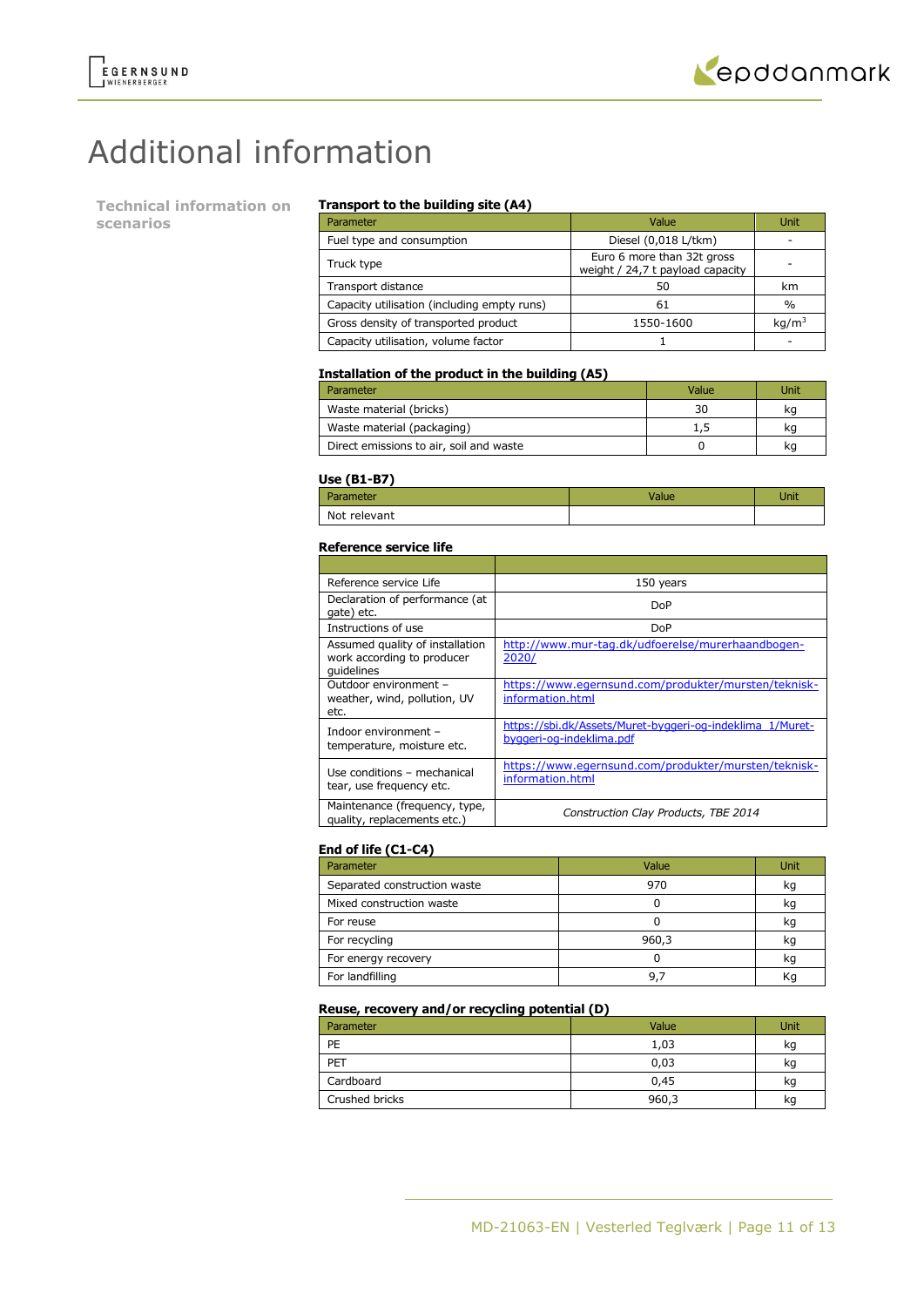# Additional information

## Technical information on scenarios

### Transport to the building site (A4)

| Parameter | Value | Unit |
|---|---|---|
| Fuel type and consumption | Diesel (0,018 L/tkm) | - |
| Truck type | Euro 6 more than 32t gross weight / 24,7 t payload capacity | - |
| Transport distance | 50 | km |
| Capacity utilisation (including empty runs) | 61 | % |
| Gross density of transported product | 1550-1600 | $kg/m^3$ |
| Capacity utilisation, volume factor | 1 | - |

### Installation of the product in the building (A5)

| Parameter | Value | Unit |
|---|---|---|
| Waste material (bricks) | 30 | kg |
| Waste material (packaging) | 1,5 | kg |
| Direct emissions to air, soil and waste | 0 | kg |

### Use (B1-B7)

| Parameter | Value | Unit |
|---|---|---|
| Not relevant | | |

### Reference service life

| | |
|---|---|
| Reference service Life | 150 years |
| Declaration of performance (at gate) etc. | DoP |
| Instructions of use | DoP |
| Assumed quality of installation work according to producer guidelines | http://www.mur-tag.dk/udfoerelse/murerhaandbogen-2020/ |
| Outdoor environment – weather, wind, pollution, UV etc. | https://www.egernsund.com/produkter/mursten/teknisk-information.html |
| Indoor environment – temperature, moisture etc. | https://sbi.dk/Assets/Muret-byggeri-og-indeklima_1/Muret-byggeri-og-indeklima.pdf |
| Use conditions – mechanical tear, use frequency etc. | https://www.egernsund.com/produkter/mursten/teknisk-information.html |
| Maintenance (frequency, type, quality, replacements etc.) | *Construction Clay Products, TBE 2014* |

### End of life (C1-C4)

| Parameter | Value | Unit |
|---|---|---|
| Separated construction waste | 970 | kg |
| Mixed construction waste | 0 | kg |
| For reuse | 0 | kg |
| For recycling | 960,3 | kg |
| For energy recovery | 0 | kg |
| For landfilling | 9,7 | Kg |

### Reuse, recovery and/or recycling potential (D)

| Parameter | Value | Unit |
|---|---|---|
| PE | 1,03 | kg |
| PET | 0,03 | kg |
| Cardboard | 0,45 | kg |
| Crushed bricks | 960,3 | kg |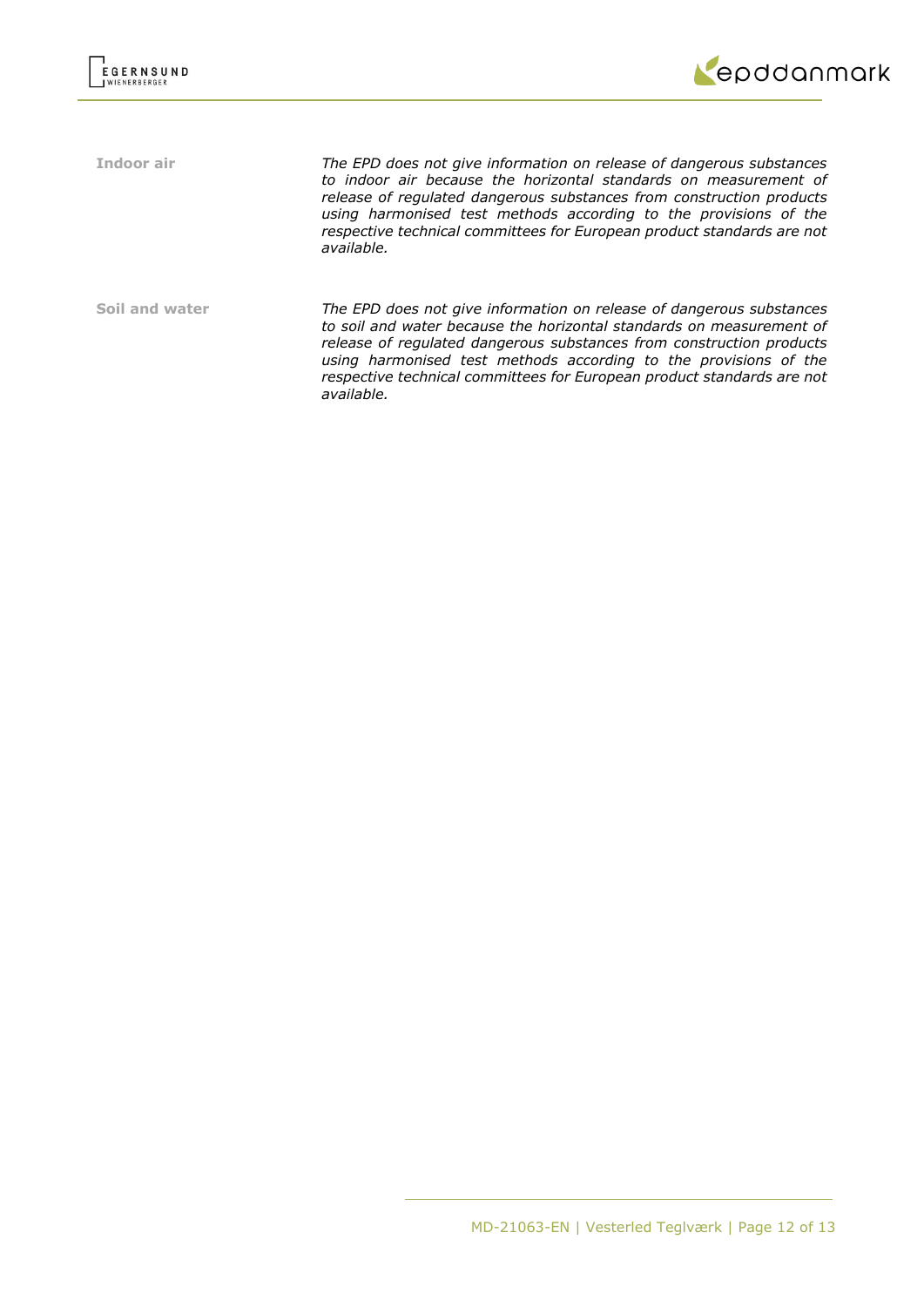**Indoor air**

*The EPD does not give information on release of dangerous substances to indoor air because the horizontal standards on measurement of release of regulated dangerous substances from construction products using harmonised test methods according to the provisions of the respective technical committees for European product standards are not available.*

**Soil and water**

*The EPD does not give information on release of dangerous substances to soil and water because the horizontal standards on measurement of release of regulated dangerous substances from construction products using harmonised test methods according to the provisions of the respective technical committees for European product standards are not available.*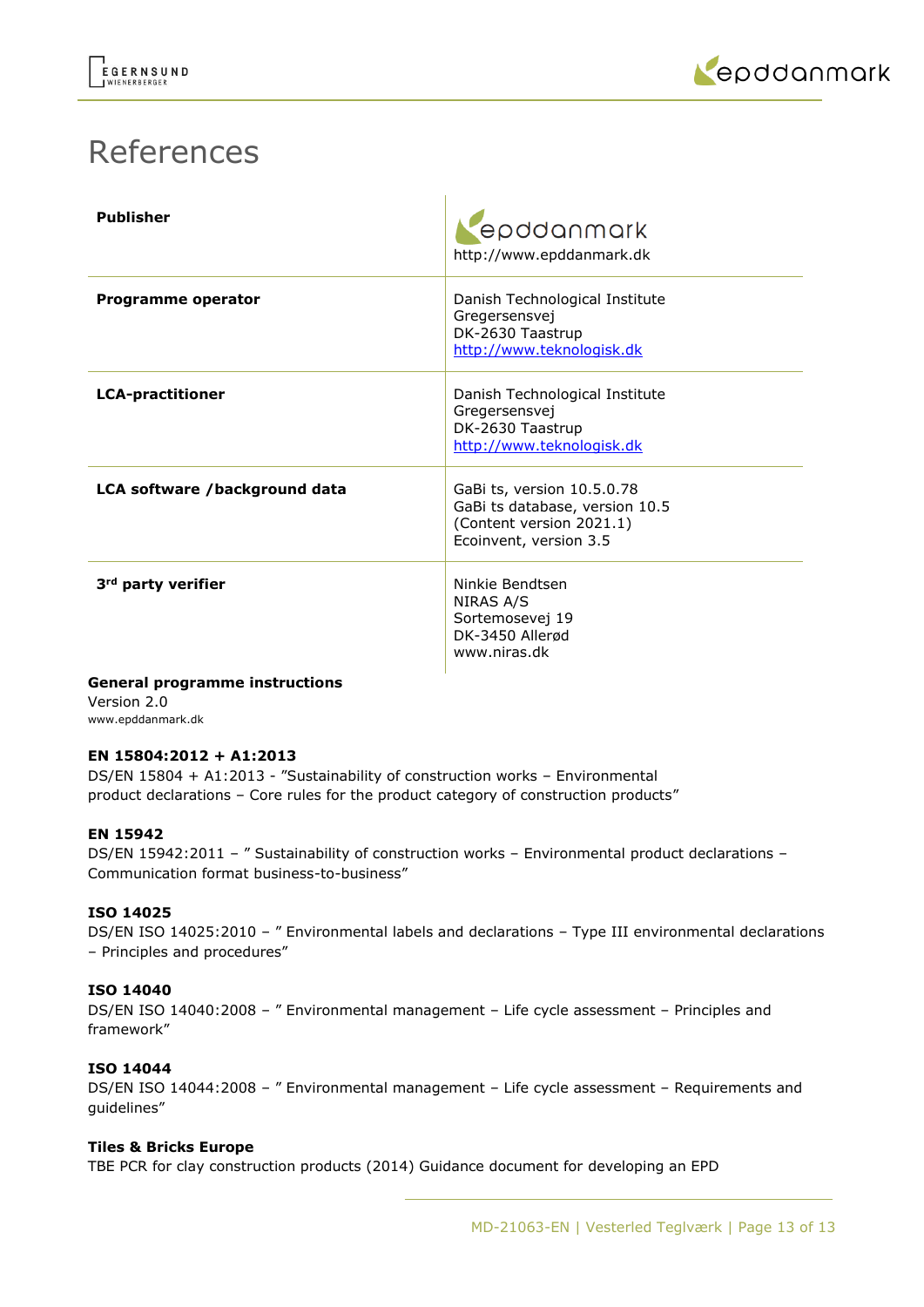# References

| | |
|---|---|
| **Publisher** | epddanmark<br>http://www.epddanmark.dk |
| **Programme operator** | Danish Technological Institute<br>Gregersensvej<br>DK-2630 Taastrup<br>http://www.teknologisk.dk |
| **LCA-practitioner** | Danish Technological Institute<br>Gregersensvej<br>DK-2630 Taastrup<br>http://www.teknologisk.dk |
| **LCA software /background data** | GaBi ts, version 10.5.0.78<br>GaBi ts database, version 10.5<br>(Content version 2021.1)<br>Ecoinvent, version 3.5 |
| **3rd party verifier** | Ninkie Bendtsen<br>NIRAS A/S<br>Sortemosevej 19<br>DK-3450 Allerød<br>www.niras.dk |

**General programme instructions**
Version 2.0
www.epddanmark.dk

**EN 15804:2012 + A1:2013**
DS/EN 15804 + A1:2013 - "Sustainability of construction works – Environmental product declarations – Core rules for the product category of construction products"

**EN 15942**
DS/EN 15942:2011 – " Sustainability of construction works – Environmental product declarations – Communication format business-to-business"

**ISO 14025**
DS/EN ISO 14025:2010 – " Environmental labels and declarations – Type III environmental declarations – Principles and procedures"

**ISO 14040**
DS/EN ISO 14040:2008 – " Environmental management – Life cycle assessment – Principles and framework"

**ISO 14044**
DS/EN ISO 14044:2008 – " Environmental management – Life cycle assessment – Requirements and guidelines"

**Tiles & Bricks Europe**
TBE PCR for clay construction products (2014) Guidance document for developing an EPD